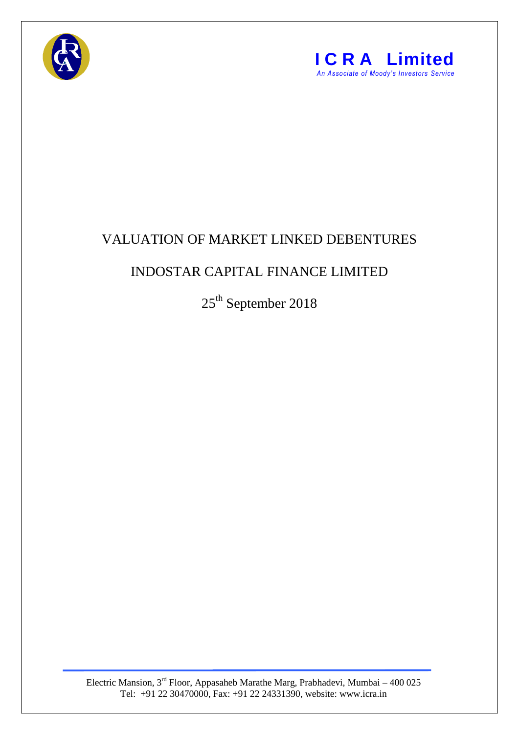**ICRA Limited**

*An Associate of Moody's Investors Service*

# VALUATION OF MARKET LINKED DEBENTURES

# INDOSTAR CAPITAL FINANCE LIMITED

25th September 2018

Electric Mansion, 3rd Floor, Appasaheb Marathe Marg, Prabhadevi, Mumbai – 400 025
Tel: +91 22 30470000, Fax: +91 22 24331390, website: www.icra.in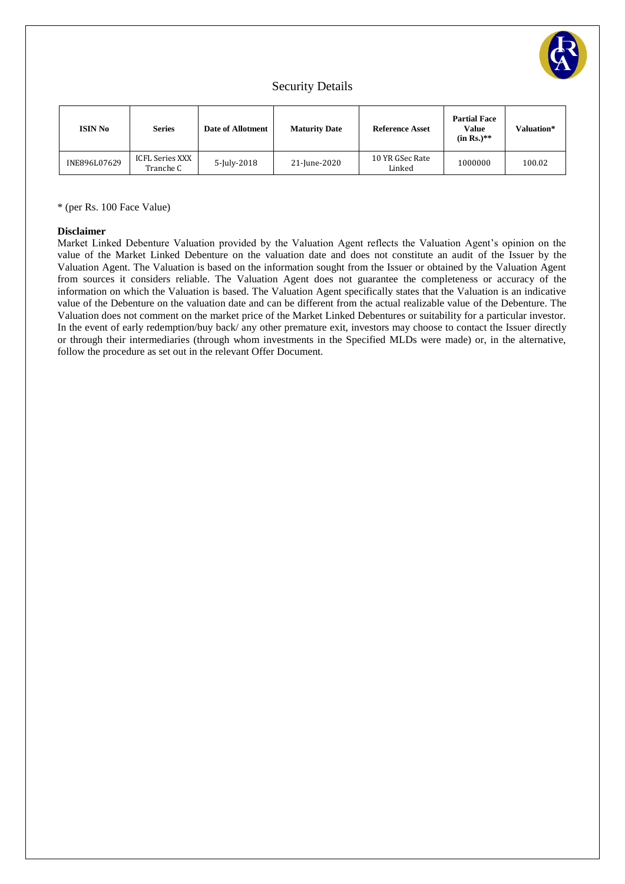## Security Details

| ISIN No | Series | Date of Allotment | Maturity Date | Reference Asset | Partial Face Value (in Rs.)** | Valuation* |
|---|---|---|---|---|---|---|
| INE896L07629 | ICFL Series XXX Tranche C | 5-July-2018 | 21-June-2020 | 10 YR GSec Rate Linked | 1000000 | 100.02 |

* (per Rs. 100 Face Value)

**Disclaimer**

Market Linked Debenture Valuation provided by the Valuation Agent reflects the Valuation Agent's opinion on the value of the Market Linked Debenture on the valuation date and does not constitute an audit of the Issuer by the Valuation Agent. The Valuation is based on the information sought from the Issuer or obtained by the Valuation Agent from sources it considers reliable. The Valuation Agent does not guarantee the completeness or accuracy of the information on which the Valuation is based. The Valuation Agent specifically states that the Valuation is an indicative value of the Debenture on the valuation date and can be different from the actual realizable value of the Debenture. The Valuation does not comment on the market price of the Market Linked Debentures or suitability for a particular investor. In the event of early redemption/buy back/ any other premature exit, investors may choose to contact the Issuer directly or through their intermediaries (through whom investments in the Specified MLDs were made) or, in the alternative, follow the procedure as set out in the relevant Offer Document.